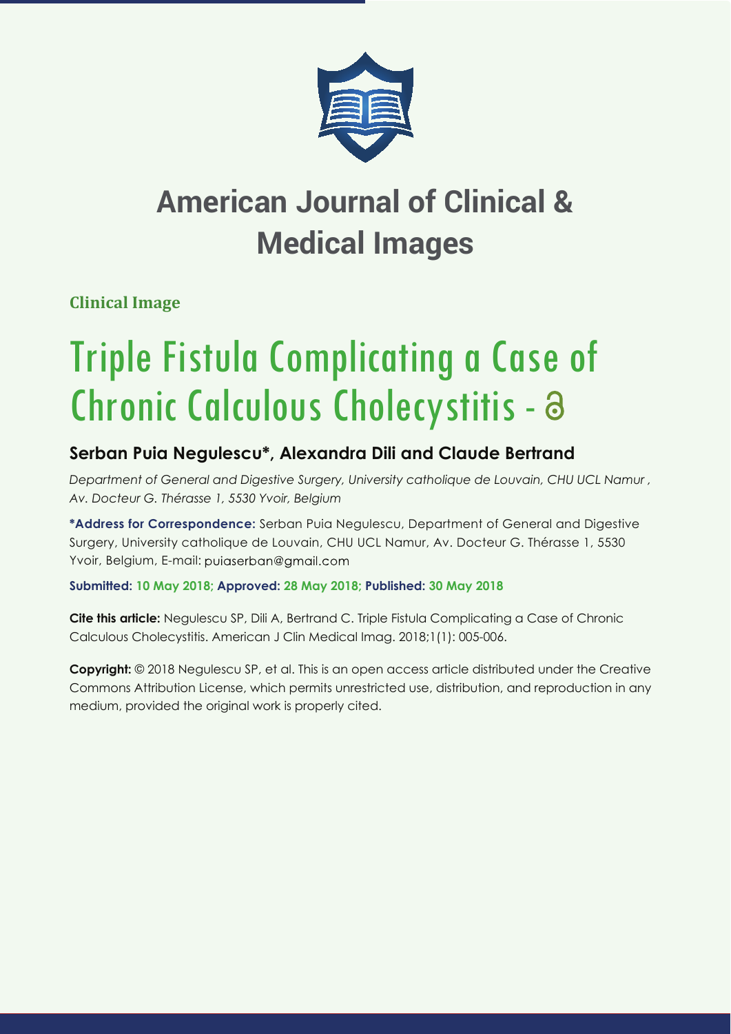# American Journal of Clinical & Medical Images

**Clinical Image**

# Triple Fistula Complicating a Case of Chronic Calculous Cholecystitis

## Serban Puia Negulescu*, Alexandra Dili and Claude Bertrand

*Department of General and Digestive Surgery, University catholique de Louvain, CHU UCL Namur , Av. Docteur G. Thérasse 1, 5530 Yvoir, Belgium*

**\*Address for Correspondence:** Serban Puia Negulescu, Department of General and Digestive Surgery, University catholique de Louvain, CHU UCL Namur, Av. Docteur G. Thérasse 1, 5530 Yvoir, Belgium, E-mail: puiaserban@gmail.com

**Submitted: 10 May 2018; Approved: 28 May 2018; Published: 30 May 2018**

**Cite this article:** Negulescu SP, Dili A, Bertrand C. Triple Fistula Complicating a Case of Chronic Calculous Cholecystitis. American J Clin Medical Imag. 2018;1(1): 005-006.

**Copyright:** © 2018 Negulescu SP, et al. This is an open access article distributed under the Creative Commons Attribution License, which permits unrestricted use, distribution, and reproduction in any medium, provided the original work is properly cited.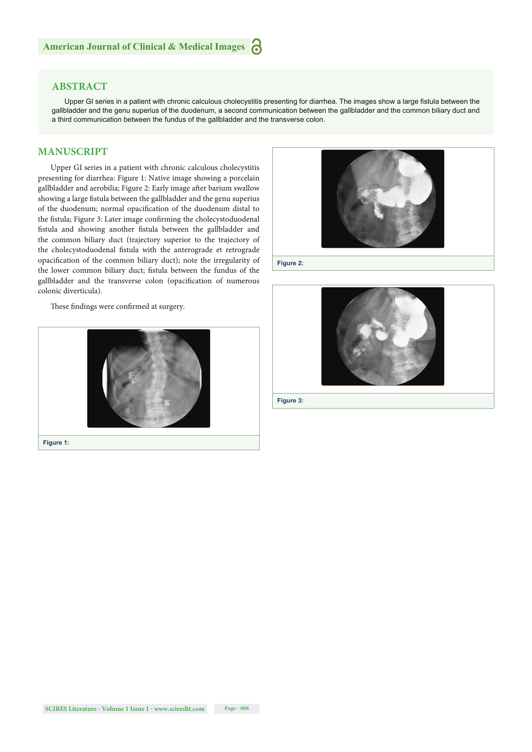## ABSTRACT

Upper GI series in a patient with chronic calculous cholecystitis presenting for diarrhea. The images show a large fistula between the gallbladder and the genu superius of the duodenum, a second communication between the gallbladder and the common biliary duct and a third communication between the fundus of the gallbladder and the transverse colon.

## MANUSCRIPT

Upper GI series in a patient with chronic calculous cholecystitis presenting for diarrhea: Figure 1: Native image showing a porcelain gallbladder and aerobilia; Figure 2: Early image after barium swallow showing a large fistula between the gallbladder and the genu superius of the duodenum; normal opacification of the duodenum distal to the fistula; Figure 3: Later image confirming the cholecystoduodenal fistula and showing another fistula between the gallbladder and the common biliary duct (trajectory superior to the trajectory of the cholecystoduodenal fistula with the anterograde et retrograde opacification of the common biliary duct); note the irregularity of the lower common biliary duct; fistula between the fundus of the gallbladder and the transverse colon (opacification of numerous colonic diverticula).

These findings were confirmed at surgery.

**Figure 1:**

**Figure 2:**

**Figure 3:**